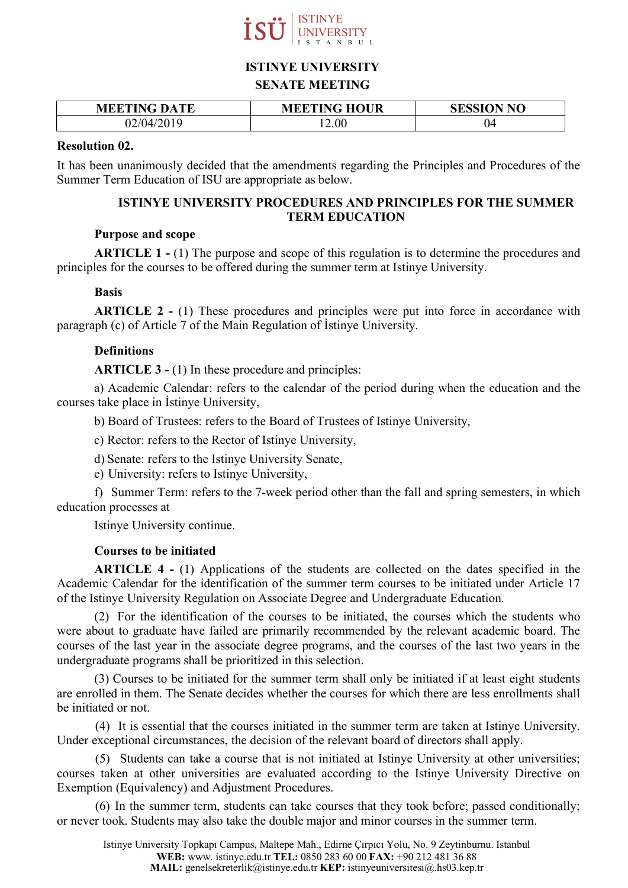# ISTINYE UNIVERSITY

## SENATE MEETING

| MEETING DATE | MEETING HOUR | SESSION NO |
|---|---|---|
| 02/04/2019 | 12.00 | 04 |

**Resolution 02.**

It has been unanimously decided that the amendments regarding the Principles and Procedures of the Summer Term Education of ISU are appropriate as below.

### ISTINYE UNIVERSITY PROCEDURES AND PRINCIPLES FOR THE SUMMER TERM EDUCATION

**Purpose and scope**

**ARTICLE 1 -** (1) The purpose and scope of this regulation is to determine the procedures and principles for the courses to be offered during the summer term at Istinye University.

**Basis**

**ARTICLE 2 -** (1) These procedures and principles were put into force in accordance with paragraph (c) of Article 7 of the Main Regulation of İstinye University.

**Definitions**

**ARTICLE 3 -** (1) In these procedure and principles:

a) Academic Calendar: refers to the calendar of the period during when the education and the courses take place in İstinye University,

b) Board of Trustees: refers to the Board of Trustees of Istinye University,

c) Rector: refers to the Rector of Istinye University,

d) Senate: refers to the Istinye University Senate,

e) University: refers to Istinye University,

f) Summer Term: refers to the 7-week period other than the fall and spring semesters, in which education processes at

Istinye University continue.

**Courses to be initiated**

**ARTICLE 4 -** (1) Applications of the students are collected on the dates specified in the Academic Calendar for the identification of the summer term courses to be initiated under Article 17 of the Istinye University Regulation on Associate Degree and Undergraduate Education.

(2) For the identification of the courses to be initiated, the courses which the students who were about to graduate have failed are primarily recommended by the relevant academic board. The courses of the last year in the associate degree programs, and the courses of the last two years in the undergraduate programs shall be prioritized in this selection.

(3) Courses to be initiated for the summer term shall only be initiated if at least eight students are enrolled in them. The Senate decides whether the courses for which there are less enrollments shall be initiated or not.

(4) It is essential that the courses initiated in the summer term are taken at Istinye University. Under exceptional circumstances, the decision of the relevant board of directors shall apply.

(5) Students can take a course that is not initiated at Istinye University at other universities; courses taken at other universities are evaluated according to the Istinye University Directive on Exemption (Equivalency) and Adjustment Procedures.

(6) In the summer term, students can take courses that they took before; passed conditionally; or never took. Students may also take the double major and minor courses in the summer term.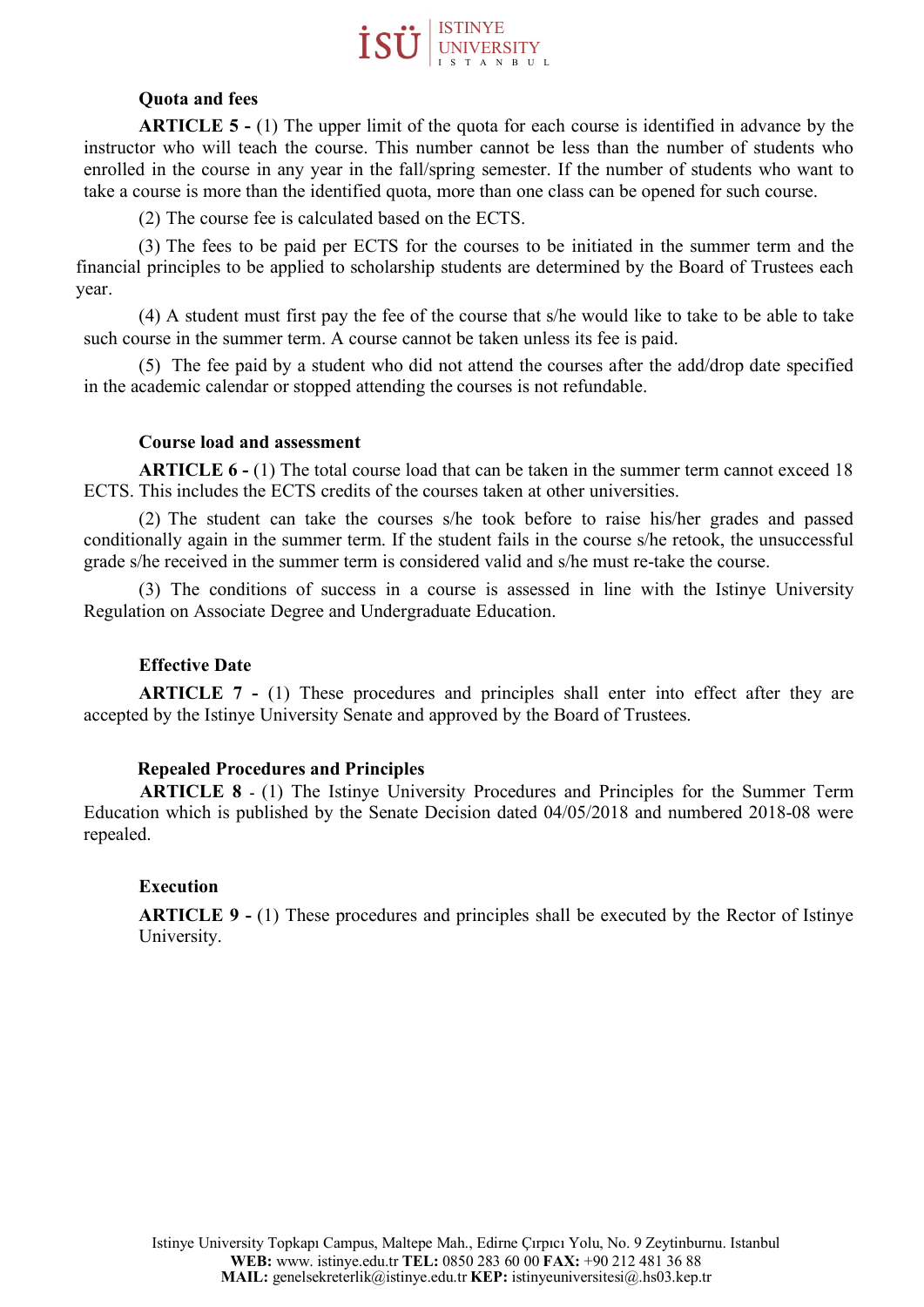**Quota and fees**

**ARTICLE 5 -** (1) The upper limit of the quota for each course is identified in advance by the instructor who will teach the course. This number cannot be less than the number of students who enrolled in the course in any year in the fall/spring semester. If the number of students who want to take a course is more than the identified quota, more than one class can be opened for such course.

(2) The course fee is calculated based on the ECTS.

(3) The fees to be paid per ECTS for the courses to be initiated in the summer term and the financial principles to be applied to scholarship students are determined by the Board of Trustees each year.

(4) A student must first pay the fee of the course that s/he would like to take to be able to take such course in the summer term. A course cannot be taken unless its fee is paid.

(5) The fee paid by a student who did not attend the courses after the add/drop date specified in the academic calendar or stopped attending the courses is not refundable.

**Course load and assessment**

**ARTICLE 6 -** (1) The total course load that can be taken in the summer term cannot exceed 18 ECTS. This includes the ECTS credits of the courses taken at other universities.

(2) The student can take the courses s/he took before to raise his/her grades and passed conditionally again in the summer term. If the student fails in the course s/he retook, the unsuccessful grade s/he received in the summer term is considered valid and s/he must re-take the course.

(3) The conditions of success in a course is assessed in line with the Istinye University Regulation on Associate Degree and Undergraduate Education.

**Effective Date**

**ARTICLE 7 -** (1) These procedures and principles shall enter into effect after they are accepted by the Istinye University Senate and approved by the Board of Trustees.

**Repealed Procedures and Principles**

**ARTICLE 8** - (1) The Istinye University Procedures and Principles for the Summer Term Education which is published by the Senate Decision dated 04/05/2018 and numbered 2018-08 were repealed.

**Execution**

**ARTICLE 9 -** (1) These procedures and principles shall be executed by the Rector of Istinye University.